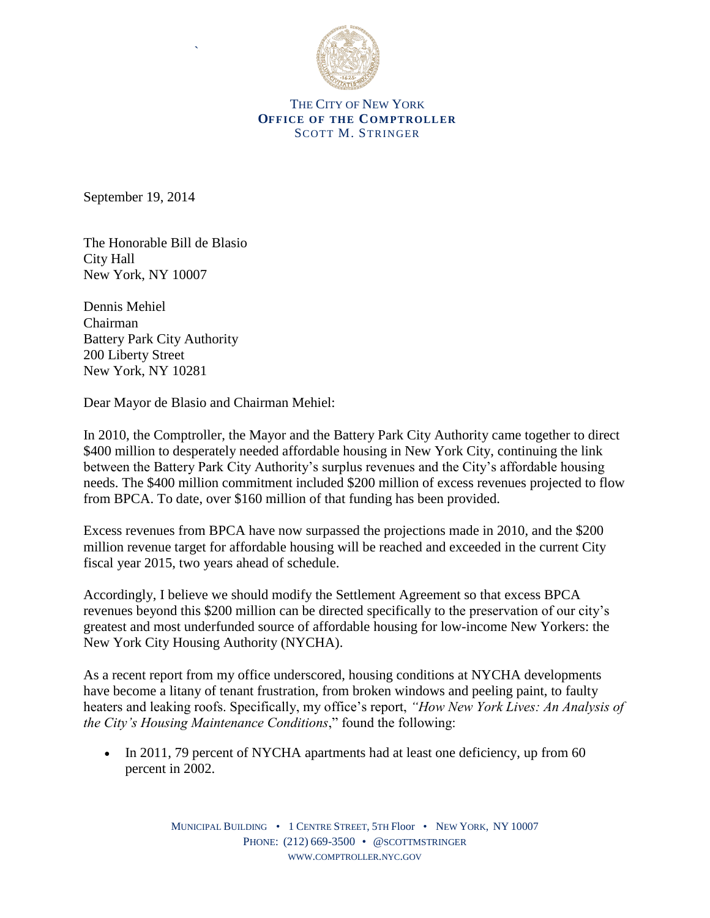THE CITY OF NEW YORK
**OFFICE OF THE COMPTROLLER**
SCOTT M. STRINGER

September 19, 2014

The Honorable Bill de Blasio
City Hall
New York, NY 10007

Dennis Mehiel
Chairman
Battery Park City Authority
200 Liberty Street
New York, NY 10281

Dear Mayor de Blasio and Chairman Mehiel:

In 2010, the Comptroller, the Mayor and the Battery Park City Authority came together to direct $400 million to desperately needed affordable housing in New York City, continuing the link between the Battery Park City Authority's surplus revenues and the City's affordable housing needs. The $400 million commitment included $200 million of excess revenues projected to flow from BPCA. To date, over $160 million of that funding has been provided.

Excess revenues from BPCA have now surpassed the projections made in 2010, and the $200 million revenue target for affordable housing will be reached and exceeded in the current City fiscal year 2015, two years ahead of schedule.

Accordingly, I believe we should modify the Settlement Agreement so that excess BPCA revenues beyond this $200 million can be directed specifically to the preservation of our city's greatest and most underfunded source of affordable housing for low-income New Yorkers: the New York City Housing Authority (NYCHA).

As a recent report from my office underscored, housing conditions at NYCHA developments have become a litany of tenant frustration, from broken windows and peeling paint, to faulty heaters and leaking roofs. Specifically, my office's report, *"How New York Lives: An Analysis of the City's Housing Maintenance Conditions*," found the following:

- In 2011, 79 percent of NYCHA apartments had at least one deficiency, up from 60 percent in 2002.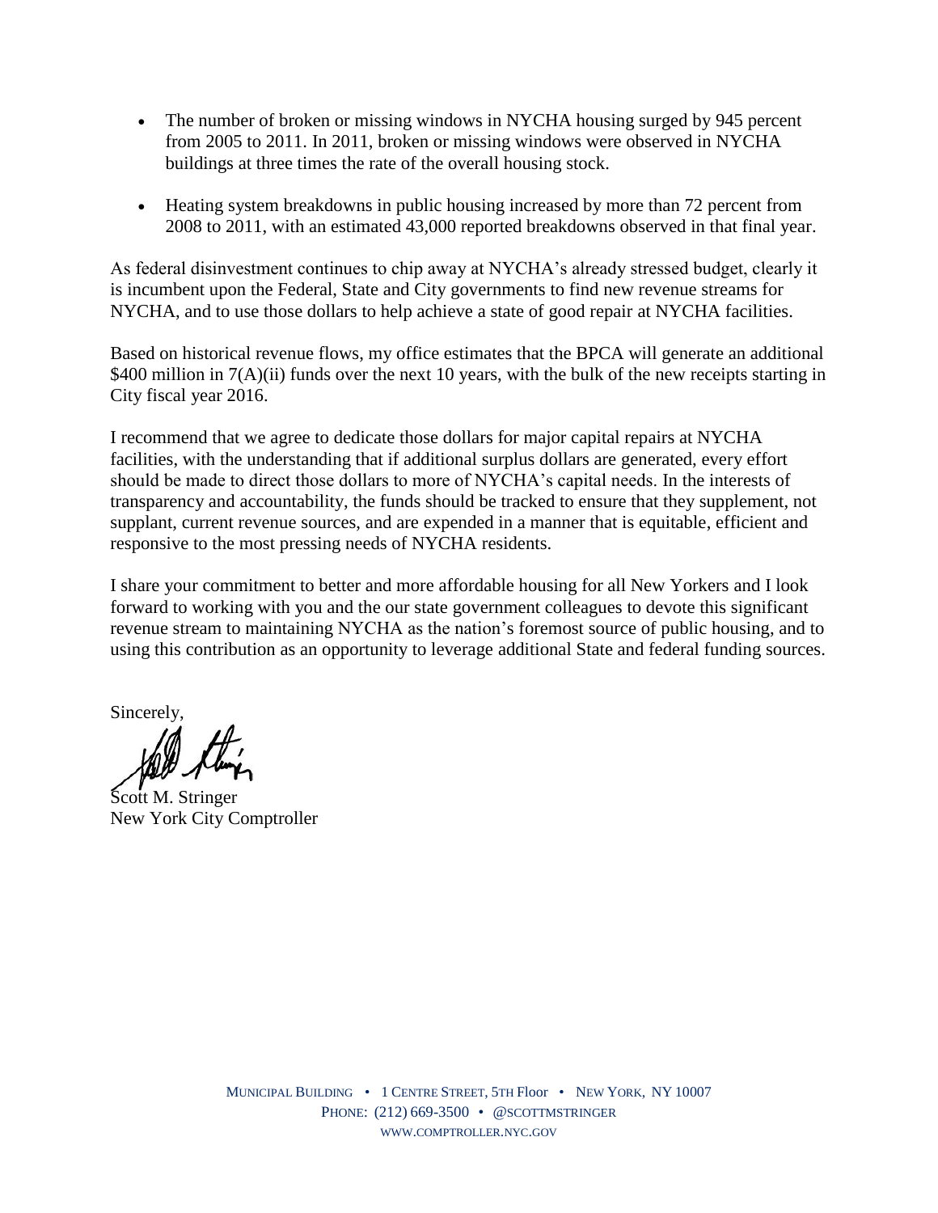- The number of broken or missing windows in NYCHA housing surged by 945 percent from 2005 to 2011. In 2011, broken or missing windows were observed in NYCHA buildings at three times the rate of the overall housing stock.
- Heating system breakdowns in public housing increased by more than 72 percent from 2008 to 2011, with an estimated 43,000 reported breakdowns observed in that final year.

As federal disinvestment continues to chip away at NYCHA's already stressed budget, clearly it is incumbent upon the Federal, State and City governments to find new revenue streams for NYCHA, and to use those dollars to help achieve a state of good repair at NYCHA facilities.

Based on historical revenue flows, my office estimates that the BPCA will generate an additional $400 million in 7(A)(ii) funds over the next 10 years, with the bulk of the new receipts starting in City fiscal year 2016.

I recommend that we agree to dedicate those dollars for major capital repairs at NYCHA facilities, with the understanding that if additional surplus dollars are generated, every effort should be made to direct those dollars to more of NYCHA's capital needs. In the interests of transparency and accountability, the funds should be tracked to ensure that they supplement, not supplant, current revenue sources, and are expended in a manner that is equitable, efficient and responsive to the most pressing needs of NYCHA residents.

I share your commitment to better and more affordable housing for all New Yorkers and I look forward to working with you and the our state government colleagues to devote this significant revenue stream to maintaining NYCHA as the nation's foremost source of public housing, and to using this contribution as an opportunity to leverage additional State and federal funding sources.

Sincerely,

Scott M. Stringer
New York City Comptroller

MUNICIPAL BUILDING • 1 CENTRE STREET, 5TH Floor • NEW YORK, NY 10007
PHONE: (212) 669-3500 • @SCOTTMSTRINGER
WWW.COMPTROLLER.NYC.GOV